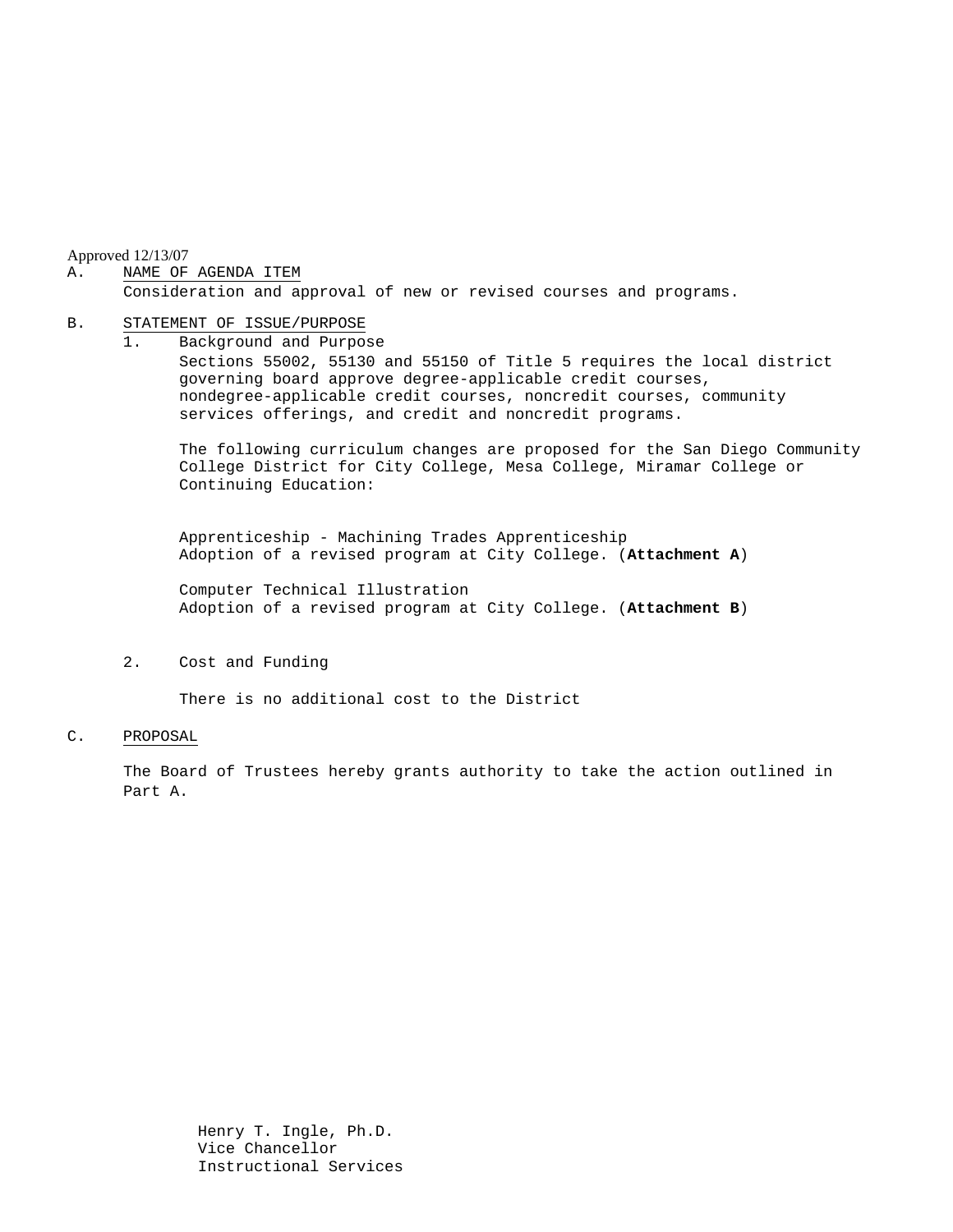Approved 12/13/07

A. NAME OF AGENDA ITEM

Consideration and approval of new or revised courses and programs.

B. STATEMENT OF ISSUE/PURPOSE

1. Background and Purpose

   Sections 55002, 55130 and 55150 of Title 5 requires the local district governing board approve degree-applicable credit courses, nondegree-applicable credit courses, noncredit courses, community services offerings, and credit and noncredit programs.

   The following curriculum changes are proposed for the San Diego Community College District for City College, Mesa College, Miramar College or Continuing Education:

   Apprenticeship - Machining Trades Apprenticeship
   Adoption of a revised program at City College. (**Attachment A**)

   Computer Technical Illustration
   Adoption of a revised program at City College. (**Attachment B**)

2. Cost and Funding

   There is no additional cost to the District

C. PROPOSAL

The Board of Trustees hereby grants authority to take the action outlined in Part A.

Henry T. Ingle, Ph.D.
Vice Chancellor
Instructional Services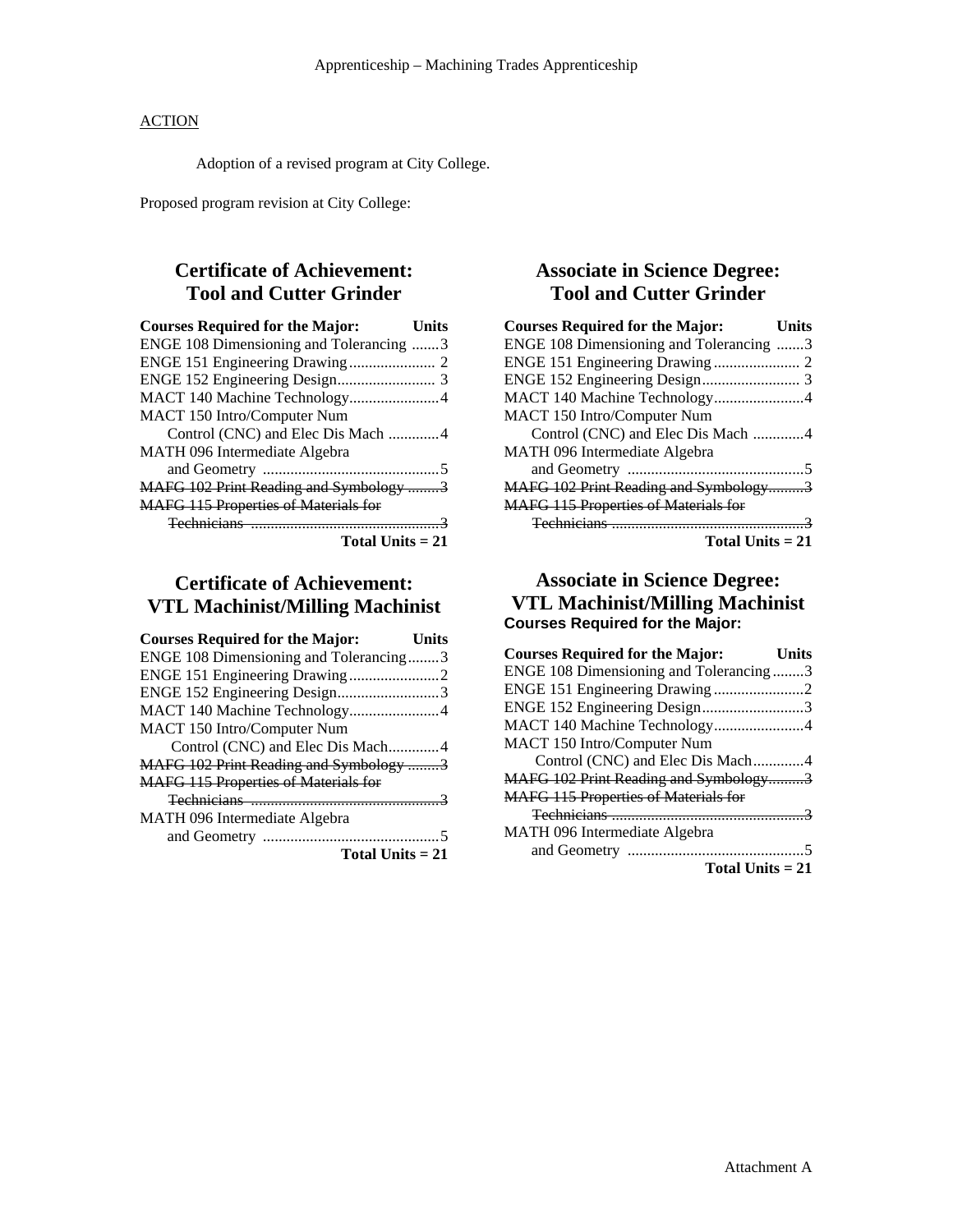Apprenticeship – Machining Trades Apprenticeship

ACTION

Adoption of a revised program at City College.

Proposed program revision at City College:

## Certificate of Achievement: Tool and Cutter Grinder

| Courses Required for the Major: | Units |
|---|---|
| ENGE 108 Dimensioning and Tolerancing | 3 |
| ENGE 151 Engineering Drawing | 2 |
| ENGE 152 Engineering Design | 3 |
| MACT 140 Machine Technology | 4 |
| MACT 150 Intro/Computer Num Control (CNC) and Elec Dis Mach | 4 |
| MATH 096 Intermediate Algebra and Geometry | 5 |
| ~~MAFG 102 Print Reading and Symbology~~ | ~~3~~ |
| ~~MAFG 115 Properties of Materials for Technicians~~ | ~~3~~ |
| **Total Units = 21** | |

## Certificate of Achievement: VTL Machinist/Milling Machinist

| Courses Required for the Major: | Units |
|---|---|
| ENGE 108 Dimensioning and Tolerancing | 3 |
| ENGE 151 Engineering Drawing | 2 |
| ENGE 152 Engineering Design | 3 |
| MACT 140 Machine Technology | 4 |
| MACT 150 Intro/Computer Num Control (CNC) and Elec Dis Mach | 4 |
| ~~MAFG 102 Print Reading and Symbology~~ | ~~3~~ |
| ~~MAFG 115 Properties of Materials for Technicians~~ | ~~3~~ |
| MATH 096 Intermediate Algebra and Geometry | 5 |
| **Total Units = 21** | |

## Associate in Science Degree: Tool and Cutter Grinder

| Courses Required for the Major: | Units |
|---|---|
| ENGE 108 Dimensioning and Tolerancing | 3 |
| ENGE 151 Engineering Drawing | 2 |
| ENGE 152 Engineering Design | 3 |
| MACT 140 Machine Technology | 4 |
| MACT 150 Intro/Computer Num Control (CNC) and Elec Dis Mach | 4 |
| MATH 096 Intermediate Algebra and Geometry | 5 |
| ~~MAFG 102 Print Reading and Symbology~~ | ~~3~~ |
| ~~MAFG 115 Properties of Materials for Technicians~~ | ~~3~~ |
| **Total Units = 21** | |

## Associate in Science Degree: VTL Machinist/Milling Machinist

**Courses Required for the Major:**

| Courses Required for the Major: | Units |
|---|---|
| ENGE 108 Dimensioning and Tolerancing | 3 |
| ENGE 151 Engineering Drawing | 2 |
| ENGE 152 Engineering Design | 3 |
| MACT 140 Machine Technology | 4 |
| MACT 150 Intro/Computer Num Control (CNC) and Elec Dis Mach | 4 |
| ~~MAFG 102 Print Reading and Symbology~~ | ~~3~~ |
| ~~MAFG 115 Properties of Materials for Technicians~~ | ~~3~~ |
| MATH 096 Intermediate Algebra and Geometry | 5 |
| **Total Units = 21** | |

Attachment A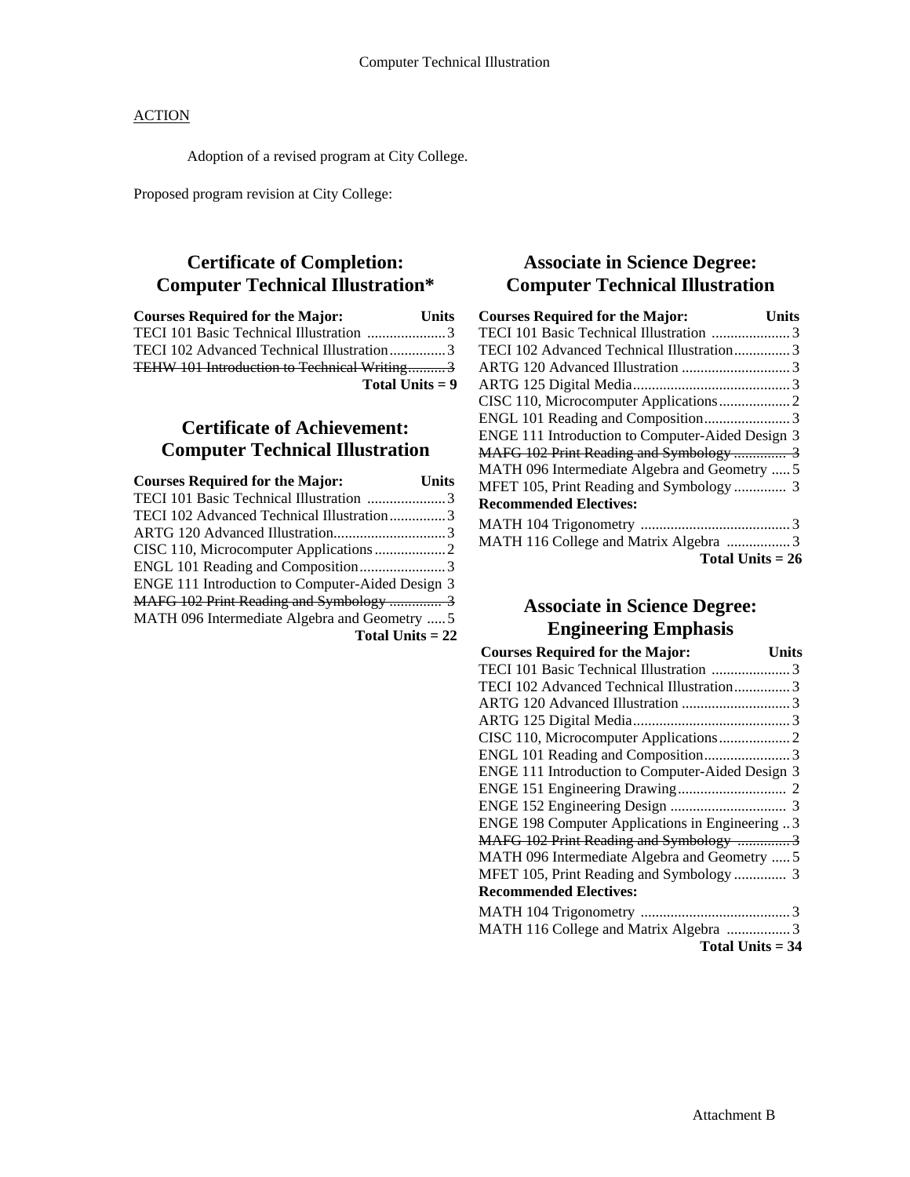Computer Technical Illustration

ACTION

Adoption of a revised program at City College.

Proposed program revision at City College:

## Certificate of Completion: Computer Technical Illustration*

| Courses Required for the Major: | Units |
|---|---|
| TECI 101 Basic Technical Illustration | 3 |
| TECI 102 Advanced Technical Illustration | 3 |
| ~~TEHW 101 Introduction to Technical Writing~~ | ~~3~~ |
| **Total Units = 9** | |

## Certificate of Achievement: Computer Technical Illustration

| Courses Required for the Major: | Units |
|---|---|
| TECI 101 Basic Technical Illustration | 3 |
| TECI 102 Advanced Technical Illustration | 3 |
| ARTG 120 Advanced Illustration | 3 |
| CISC 110, Microcomputer Applications | 2 |
| ENGL 101 Reading and Composition | 3 |
| ENGE 111 Introduction to Computer-Aided Design | 3 |
| ~~MAFG 102 Print Reading and Symbology~~ | ~~3~~ |
| MATH 096 Intermediate Algebra and Geometry | 5 |
| **Total Units = 22** | |

## Associate in Science Degree: Computer Technical Illustration

| Courses Required for the Major: | Units |
|---|---|
| TECI 101 Basic Technical Illustration | 3 |
| TECI 102 Advanced Technical Illustration | 3 |
| ARTG 120 Advanced Illustration | 3 |
| ARTG 125 Digital Media | 3 |
| CISC 110, Microcomputer Applications | 2 |
| ENGL 101 Reading and Composition | 3 |
| ENGE 111 Introduction to Computer-Aided Design | 3 |
| ~~MAFG 102 Print Reading and Symbology~~ | ~~3~~ |
| MATH 096 Intermediate Algebra and Geometry | 5 |
| MFET 105, Print Reading and Symbology | 3 |
| **Recommended Electives:** | |
| MATH 104 Trigonometry | 3 |
| MATH 116 College and Matrix Algebra | 3 |
| **Total Units = 26** | |

## Associate in Science Degree: Engineering Emphasis

| Courses Required for the Major: | Units |
|---|---|
| TECI 101 Basic Technical Illustration | 3 |
| TECI 102 Advanced Technical Illustration | 3 |
| ARTG 120 Advanced Illustration | 3 |
| ARTG 125 Digital Media | 3 |
| CISC 110, Microcomputer Applications | 2 |
| ENGL 101 Reading and Composition | 3 |
| ENGE 111 Introduction to Computer-Aided Design | 3 |
| ENGE 151 Engineering Drawing | 2 |
| ENGE 152 Engineering Design | 3 |
| ENGE 198 Computer Applications in Engineering | 3 |
| ~~MAFG 102 Print Reading and Symbology~~ | ~~3~~ |
| MATH 096 Intermediate Algebra and Geometry | 5 |
| MFET 105, Print Reading and Symbology | 3 |
| **Recommended Electives:** | |
| MATH 104 Trigonometry | 3 |
| MATH 116 College and Matrix Algebra | 3 |
| **Total Units = 34** | |

Attachment B